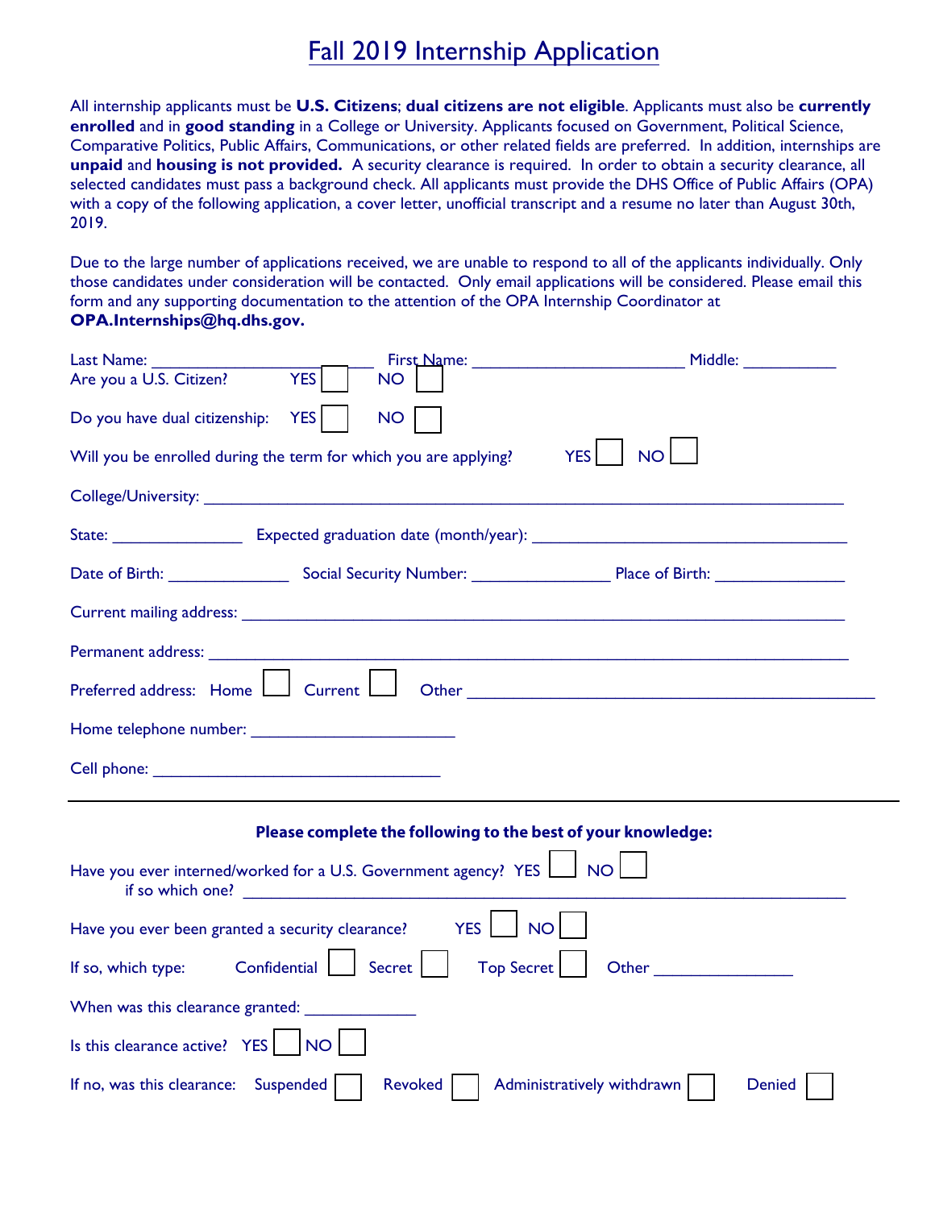# Fall 2019 Internship Application

All internship applicants must be **U.S. Citizens**; **dual citizens are not eligible**. Applicants must also be **currently enrolled** and in **good standing** in a College or University. Applicants focused on Government, Political Science, Comparative Politics, Public Affairs, Communications, or other related fields are preferred. In addition, internships are **unpaid** and **housing is not provided.** A security clearance is required. In order to obtain a security clearance, all selected candidates must pass a background check. All applicants must provide the DHS Office of Public Affairs (OPA) with a copy of the following application, a cover letter, unofficial transcript and a resume no later than August 30th, 2019.

Due to the large number of applications received, we are unable to respond to all of the applicants individually. Only those candidates under consideration will be contacted. Only email applications will be considered. Please email this form and any supporting documentation to the attention of the OPA Internship Coordinator at **OPA.Internships@hq.dhs.gov.**

Last Name: ______________________ First Name: ______________________ Middle: __________

Are you a U.S. Citizen? YES ☐ NO ☐

Do you have dual citizenship: YES ☐ NO ☐

Will you be enrolled during the term for which you are applying? YES ☐ NO ☐

College/University: ____________________________________________________________

State: ______________ Expected graduation date (month/year): ______________________________

Date of Birth: _____________ Social Security Number: _______________ Place of Birth: ______________

Current mailing address: ________________________________________________________

Permanent address: ____________________________________________________________

Preferred address: Home ☐ Current ☐ Other ______________________________________

Home telephone number: ______________________

Cell phone: ________________________________

---

**Please complete the following to the best of your knowledge:**

Have you ever interned/worked for a U.S. Government agency? YES ☐ NO ☐
if so which one? ____________________________________________________________

Have you ever been granted a security clearance? YES ☐ NO ☐

If so, which type: Confidential ☐ Secret ☐ Top Secret ☐ Other ______________

When was this clearance granted: ____________

Is this clearance active? YES ☐ NO ☐

If no, was this clearance: Suspended ☐ Revoked ☐ Administratively withdrawn ☐ Denied ☐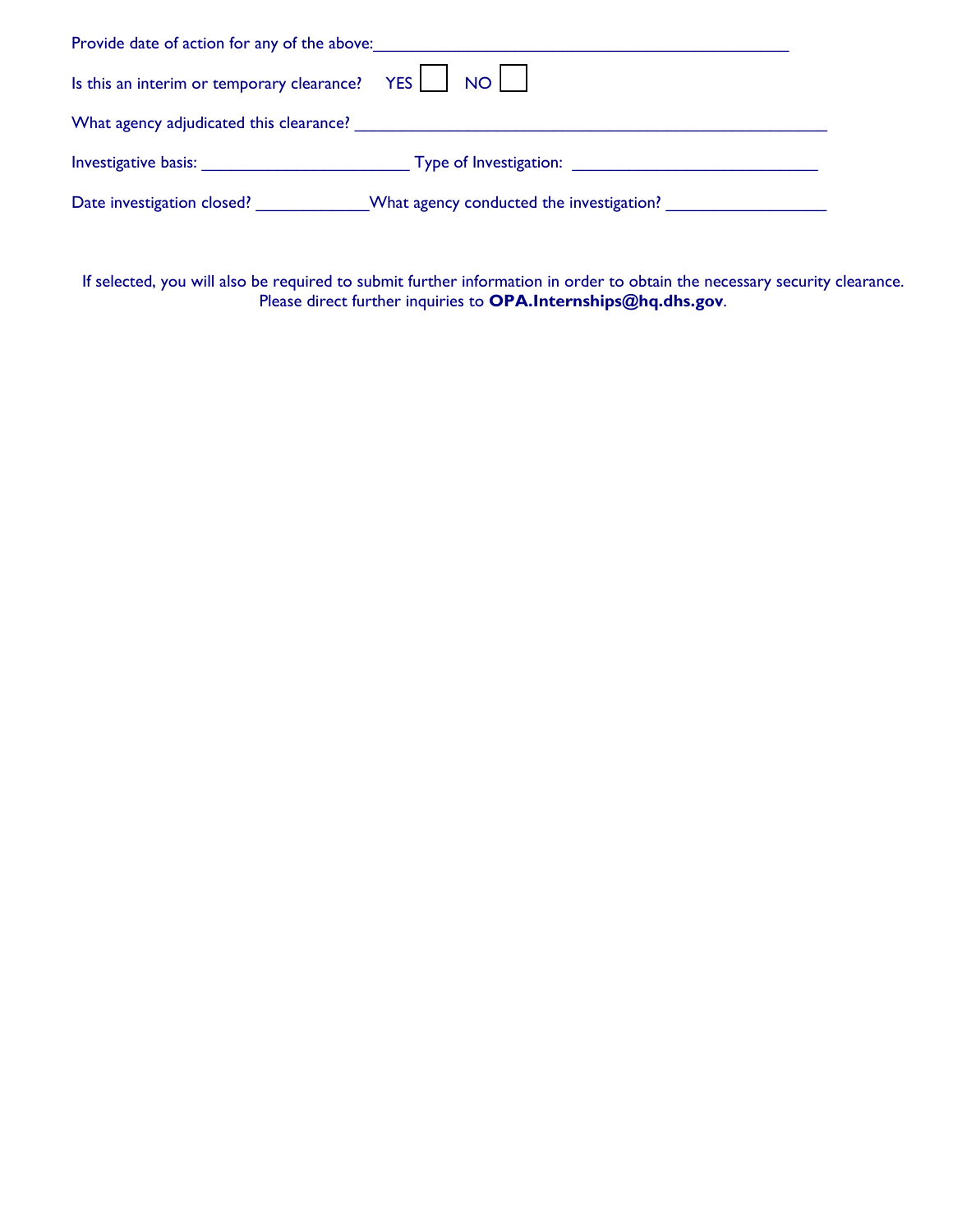Provide date of action for any of the above:_______________________________________________

Is this an interim or temporary clearance? YES ☐ NO ☐

What agency adjudicated this clearance? _____________________________________________________

Investigative basis: _______________________ Type of Investigation: ___________________________

Date investigation closed? _____________What agency conducted the investigation? _________________

If selected, you will also be required to submit further information in order to obtain the necessary security clearance. Please direct further inquiries to **OPA.Internships@hq.dhs.gov**.